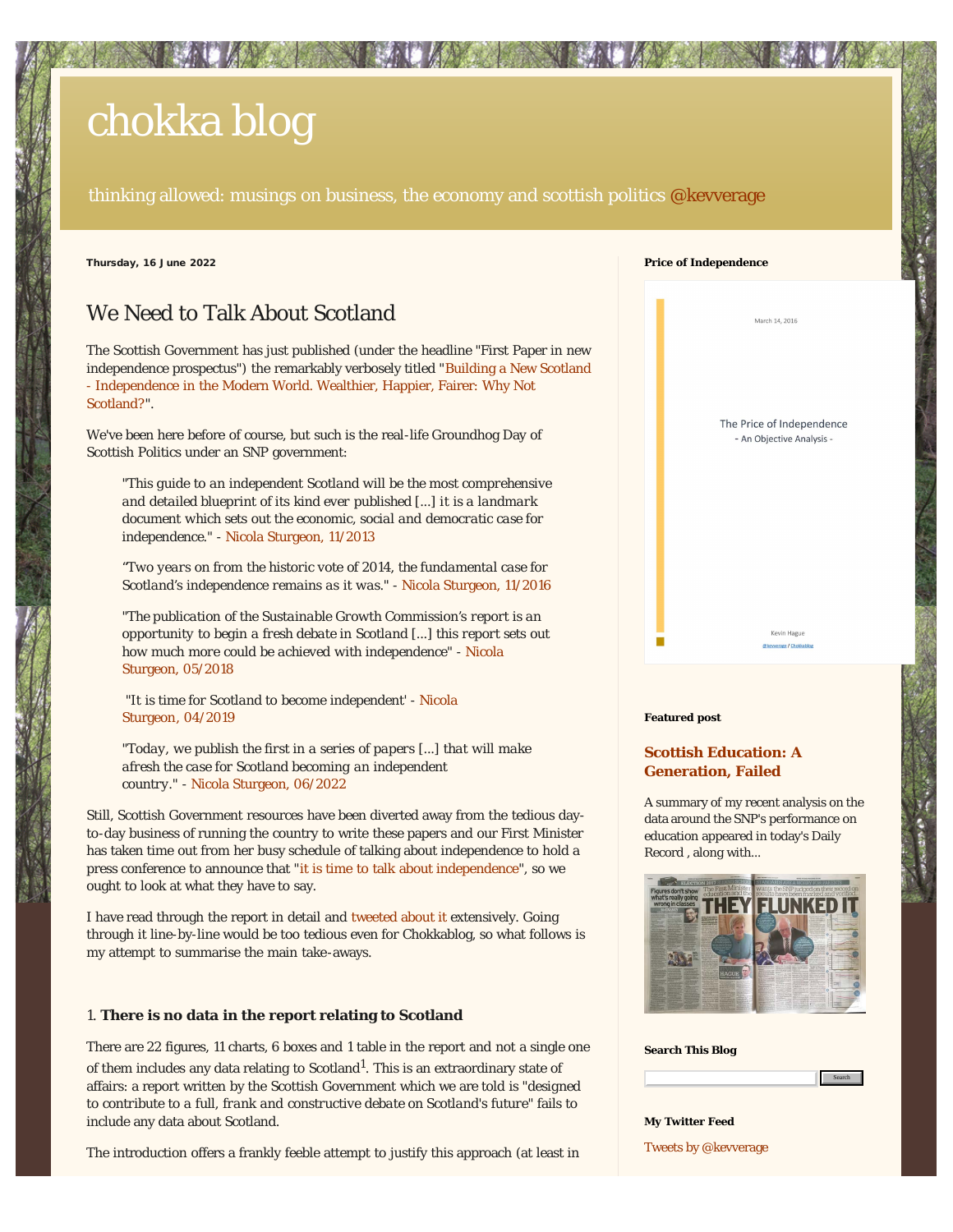# chokka blog

thinking allowed: musings on business, the economy and scottish politics @kevverage

**Thursday, 16 June 2022**

## We Need to Talk About Scotland

The Scottish Government has just published (under the headline "First Paper in new independence prospectus") the remarkably verbosely titled "Building a New Scotland - Independence in the Modern World. Wealthier, Happier, Fairer: Why Not Scotland?".

We've been here before of course, but such is the real-life Groundhog Day of Scottish Politics under an SNP government:

> "This guide to an independent Scotland will be the most comprehensive and detailed blueprint of its kind ever published [...] it is a landmark document which sets out the economic, social and democratic case for independence." - Nicola Sturgeon, 11/2013
>
> "Two years on from the historic vote of 2014, the fundamental case for Scotland's independence remains as it was." - Nicola Sturgeon, 11/2016
>
> "The publication of the Sustainable Growth Commission's report is an opportunity to begin a fresh debate in Scotland [...] this report sets out how much more could be achieved with independence" - Nicola Sturgeon, 05/2018
>
> "It is time for Scotland to become independent' - Nicola Sturgeon, 04/2019
>
> "Today, we publish the first in a series of papers [...] that will make afresh the case for Scotland becoming an independent country." - Nicola Sturgeon, 06/2022

Still, Scottish Government resources have been diverted away from the tedious day-to-day business of running the country to write these papers and our First Minister has taken time out from her busy schedule of talking about independence to hold a press conference to announce that "it is time to talk about independence", so we ought to look at what they have to say.

I have read through the report in detail and tweeted about it extensively. Going through it line-by-line would be too tedious even for Chokkablog, so what follows is my attempt to summarise the main take-aways.

### 1. There is no data in the report relating to Scotland

There are 22 figures, 11 charts, 6 boxes and 1 table in the report and not a single one of them includes any data relating to Scotland[1]. This is an extraordinary state of affairs: a report written by the Scottish Government which we are told is "designed to contribute to a full, frank and constructive debate on Scotland's future" fails to include any data about Scotland.

The introduction offers a frankly feeble attempt to justify this approach (at least in

**Price of Independence**

March 14, 2016

The Price of Independence
- An Objective Analysis -

Kevin Hague
@kevverage / Chokkablog

**Featured post**

**Scottish Education: A Generation, Failed**

A summary of my recent analysis on the data around the SNP's performance on education appeared in today's Daily Record , along with...

**Search This Blog**

**My Twitter Feed**

Tweets by @kevverage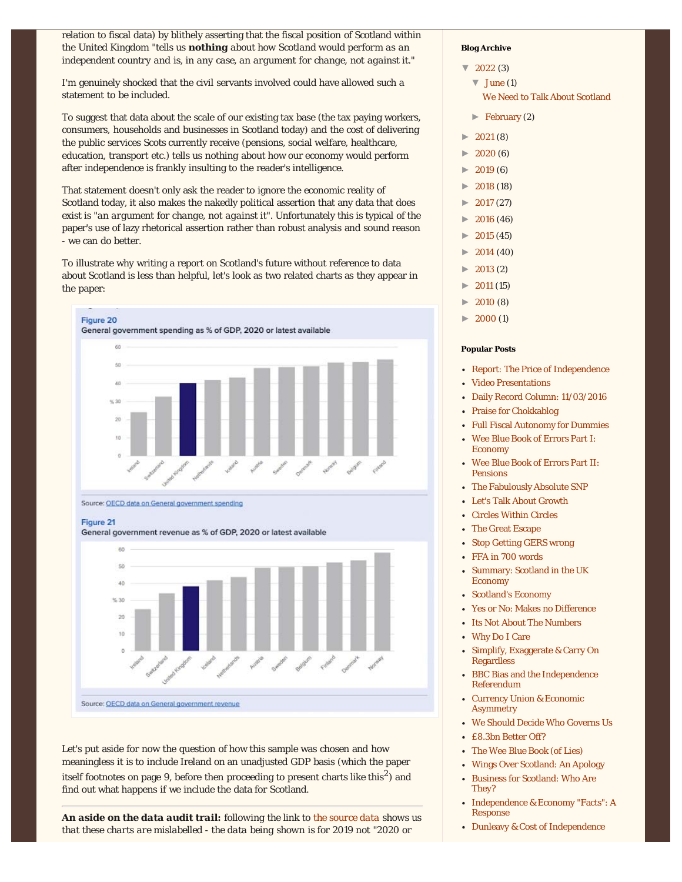relation to fiscal data) by blithely asserting that the fiscal position of Scotland within the United Kingdom "tells us **nothing** about how Scotland would perform as an independent country and is, in any case, an argument for change, not against it."

I'm genuinely shocked that the civil servants involved could have allowed such a statement to be included.

To suggest that data about the scale of our existing tax base (the tax paying workers, consumers, households and businesses in Scotland today) and the cost of delivering the public services Scots currently receive (pensions, social welfare, healthcare, education, transport etc.) tells us nothing about how our economy would perform after independence is frankly insulting to the reader's intelligence.

That statement doesn't only ask the reader to ignore the economic reality of Scotland today, it also makes the nakedly political assertion that any data that does exist is "an argument for change, not against it". Unfortunately this is typical of the paper's use of lazy rhetorical assertion rather than robust analysis and sound reason - we can do better.

To illustrate why writing a report on Scotland's future without reference to data about Scotland is less than helpful, let's look as two related charts as they appear in the paper:

**Figure 20**
General government spending as % of GDP, 2020 or latest available

Source: OECD data on General government spending

**Figure 21**
General government revenue as % of GDP, 2020 or latest available

Source: OECD data on General government revenue

Let's put aside for now the question of how this sample was chosen and how meaningless it is to include Ireland on an unadjusted GDP basis (which the paper itself footnotes on page 9, before then proceeding to present charts like this[2]) and find out what happens if we include the data for Scotland.

**An aside on the data audit trail:** following the link to the source data shows us that these charts are mislabelled - the data being shown is for 2019 not "2020 or

**Blog Archive**

- ▼ 2022 (3)
  - ▼ June (1)
    - We Need to Talk About Scotland
  - ► February (2)
- ► 2021 (8)
- ► 2020 (6)
- ► 2019 (6)
- ► 2018 (18)
- ► 2017 (27)
- ► 2016 (46)
- ► 2015 (45)
- ► 2014 (40)
- ► 2013 (2)
- ► 2011 (15)
- ► 2010 (8)
- ► 2000 (1)

**Popular Posts**

- Report: The Price of Independence
- Video Presentations
- Daily Record Column: 11/03/2016
- Praise for Chokkablog
- Full Fiscal Autonomy for Dummies
- Wee Blue Book of Errors Part I: Economy
- Wee Blue Book of Errors Part II: Pensions
- The Fabulously Absolute SNP
- Let's Talk About Growth
- Circles Within Circles
- The Great Escape
- Stop Getting GERS wrong
- FFA in 700 words
- Summary: Scotland in the UK Economy
- Scotland's Economy
- Yes or No: Makes no Difference
- Its Not About The Numbers
- Why Do I Care
- Simplify, Exaggerate & Carry On Regardless
- BBC Bias and the Independence Referendum
- Currency Union & Economic Asymmetry
- We Should Decide Who Governs Us
- £8.3bn Better Off?
- The Wee Blue Book (of Lies)
- Wings Over Scotland: An Apology
- Business for Scotland: Who Are They?
- Independence & Economy "Facts": A Response
- Dunleavy & Cost of Independence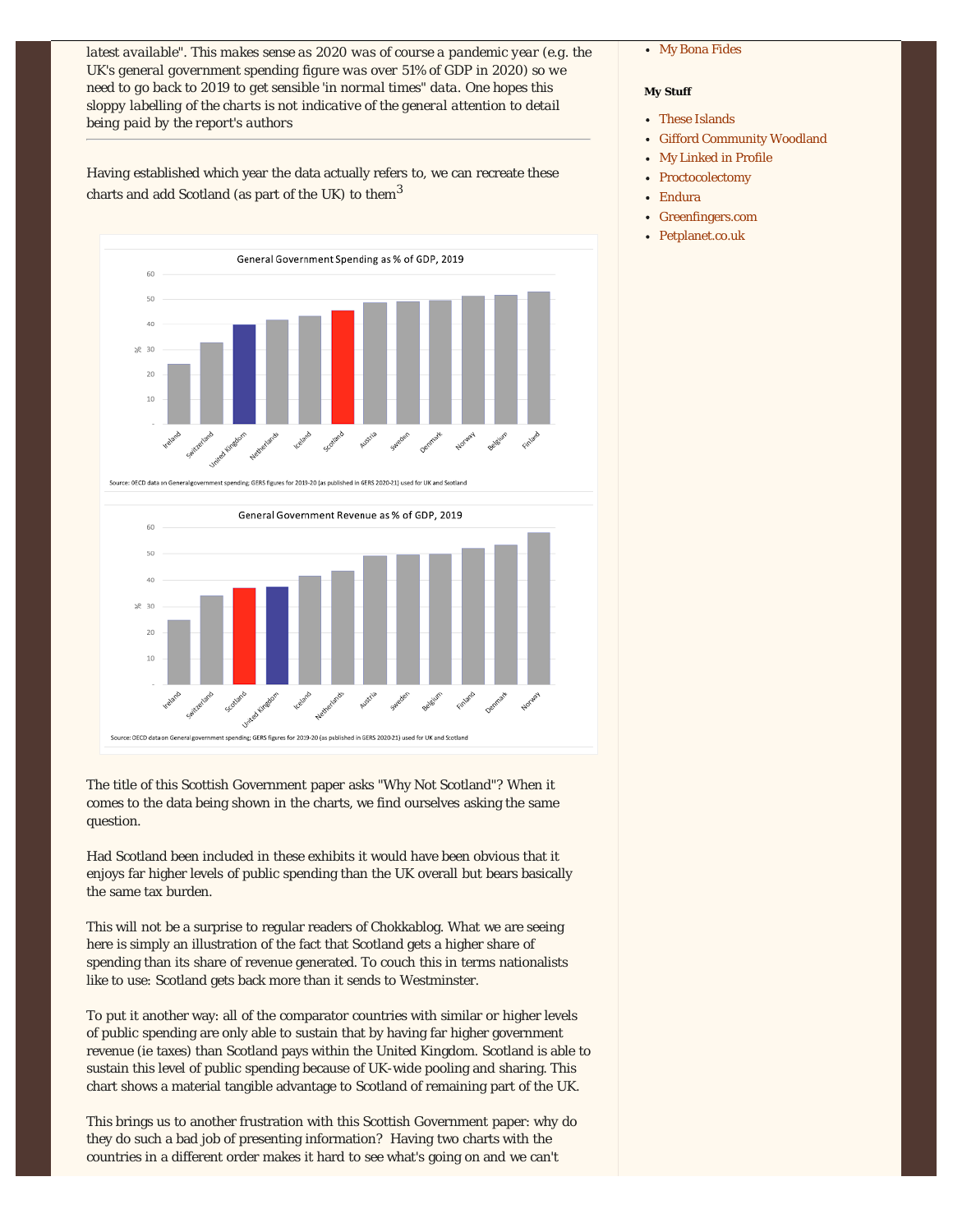latest available". This makes sense as 2020 was of course a pandemic year (e.g. the UK's general government spending figure was over 51% of GDP in 2020) so we need to go back to 2019 to get sensible 'in normal times" data. One hopes this sloppy labelling of the charts is not indicative of the general attention to detail being paid by the report's authors

---

Having established which year the data actually refers to, we can recreate these charts and add Scotland (as part of the UK) to them[3]

General Government Spending as % of GDP, 2019

Source: OECD data on General government spending; GERS figures for 2019-20 (as published in GERS 2020-21) used for UK and Scotland

General Government Revenue as % of GDP, 2019

Source: OECD data on General government spending; GERS figures for 2019-20 (as published in GERS 2020-21) used for UK and Scotland

The title of this Scottish Government paper asks "Why Not Scotland"? When it comes to the data being shown in the charts, we find ourselves asking the same question.

Had Scotland been included in these exhibits it would have been obvious that it enjoys far higher levels of public spending than the UK overall but bears basically the same tax burden.

This will not be a surprise to regular readers of Chokkablog. What we are seeing here is simply an illustration of the fact that Scotland gets a higher share of spending than its share of revenue generated. To couch this in terms nationalists like to use: Scotland gets back more than it sends to Westminster.

To put it another way: all of the comparator countries with similar or higher levels of public spending are only able to sustain that by having far higher government revenue (ie taxes) than Scotland pays within the United Kingdom. Scotland is able to sustain this level of public spending because of UK-wide pooling and sharing. This chart shows a material tangible advantage to Scotland of remaining part of the UK.

This brings us to another frustration with this Scottish Government paper: why do they do such a bad job of presenting information? Having two charts with the countries in a different order makes it hard to see what's going on and we can't

- My Bona Fides

**My Stuff**

- These Islands
- Gifford Community Woodland
- My Linked in Profile
- Proctocolectomy
- Endura
- Greenfingers.com
- Petplanet.co.uk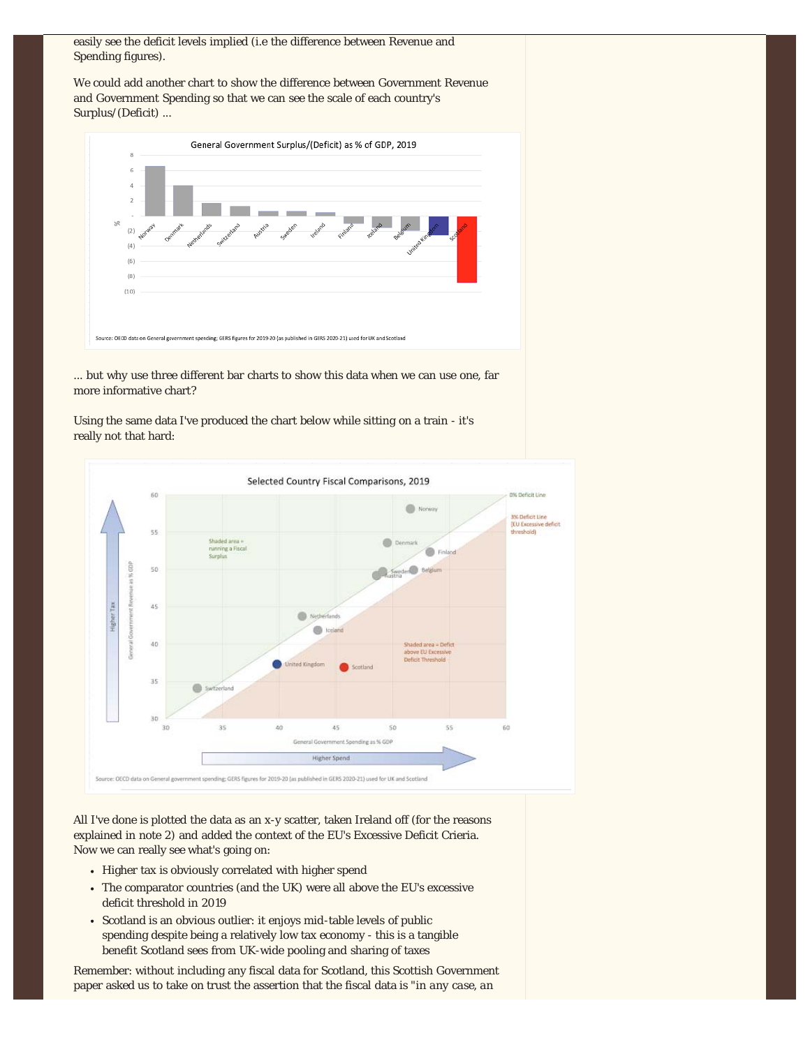easily see the deficit levels implied (i.e the difference between Revenue and Spending figures).

We could add another chart to show the difference between Government Revenue and Government Spending so that we can see the scale of each country's Surplus/(Deficit) ...

General Government Surplus/(Deficit) as % of GDP, 2019

Source: OECD data on General government spending; GERS figures for 2019-20 (as published in GERS 2020-21) used for UK and Scotland

... but why use three different bar charts to show this data when we can use one, far more informative chart?

Using the same data I've produced the chart below while sitting on a train - it's really not that hard:

Selected Country Fiscal Comparisons, 2019

Source: OECD data on General government spending; GERS figures for 2019-20 (as published in GERS 2020-21) used for UK and Scotland

All I've done is plotted the data as an x-y scatter, taken Ireland off (for the reasons explained in note 2) and added the context of the EU's Excessive Deficit Crieria. Now we can really see what's going on:

- Higher tax is obviously correlated with higher spend
- The comparator countries (and the UK) were all above the EU's excessive deficit threshold in 2019
- Scotland is an obvious outlier: it enjoys mid-table levels of public spending despite being a relatively low tax economy - this is a tangible benefit Scotland sees from UK-wide pooling and sharing of taxes

Remember: without including any fiscal data for Scotland, this Scottish Government paper asked us to take on trust the assertion that the fiscal data is "in any case, an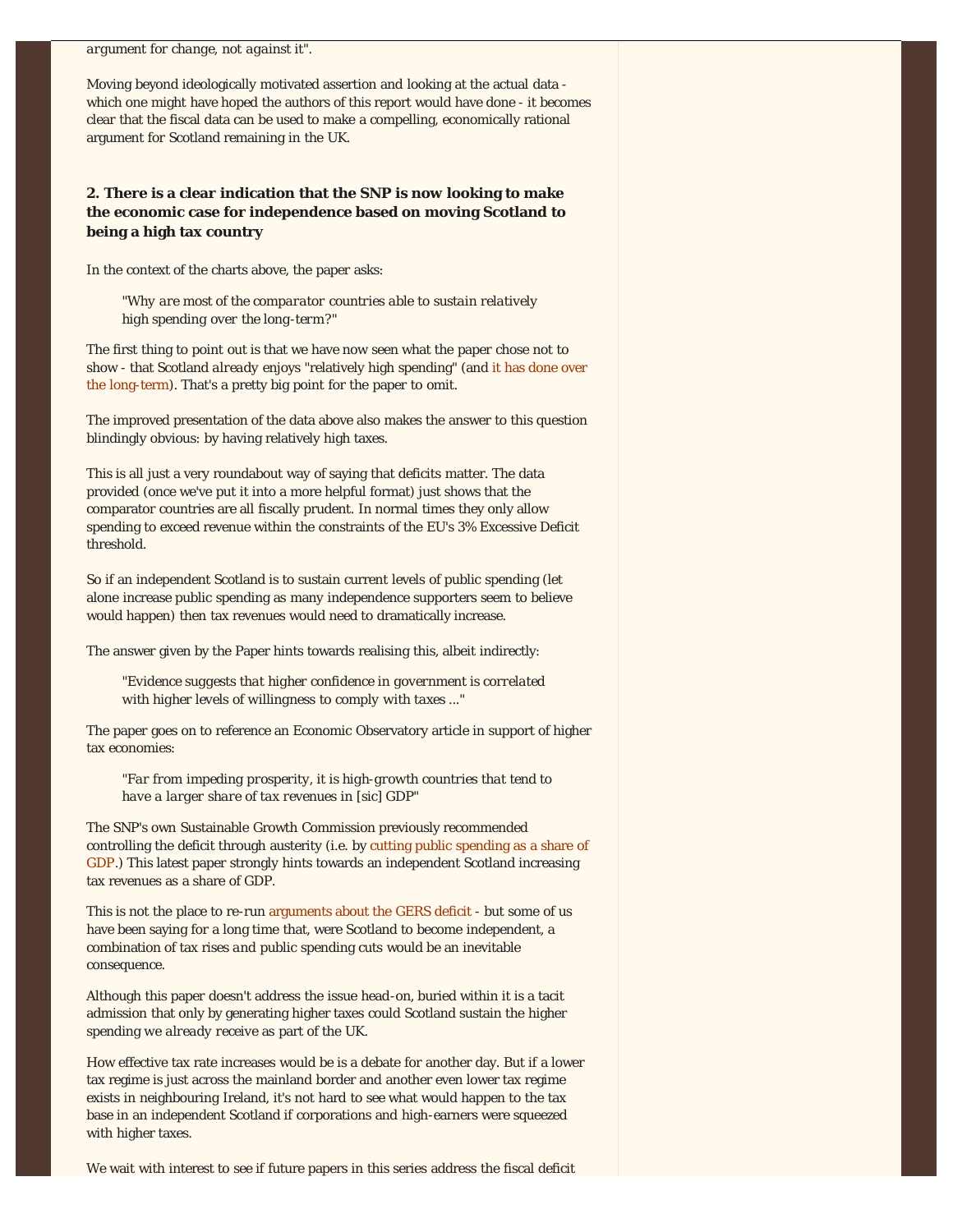*argument for change, not against it".*

Moving beyond ideologically motivated assertion and looking at the actual data - which one might have hoped the authors of this report would have done - it becomes clear that the fiscal data can be used to make a compelling, economically rational argument for Scotland remaining in the UK.

### 2. There is a clear indication that the SNP is now looking to make the economic case for independence based on moving Scotland to being a high tax country

In the context of the charts above, the paper asks:

> *"Why are most of the comparator countries able to sustain relatively high spending over the long-term?"*

The first thing to point out is that we have now seen what the paper chose not to show - that Scotland *already* enjoys "relatively high spending" (and it has done over the long-term). That's a pretty big point for the paper to omit.

The improved presentation of the data above also makes the answer to this question blindingly obvious: by having relatively high taxes.

This is all just a very roundabout way of saying that deficits matter. The data provided (once we've put it into a more helpful format) just shows that the comparator countries are all fiscally prudent. In normal times they only allow spending to exceed revenue within the constraints of the EU's 3% Excessive Deficit threshold.

So if an independent Scotland is to sustain current levels of public spending (let alone increase public spending as many independence supporters seem to believe would happen) then tax revenues would need to dramatically increase.

The answer given by the Paper hints towards realising this, albeit indirectly:

> *"Evidence suggests that higher confidence in government is correlated with higher levels of willingness to comply with taxes ..."*

The paper goes on to reference an Economic Observatory article in support of higher tax economies:

> *"Far from impeding prosperity, it is high-growth countries that tend to have a larger share of tax revenues in [sic] GDP"*

The SNP's own Sustainable Growth Commission previously recommended controlling the deficit through austerity (i.e. by cutting public spending as a share of GDP.) This latest paper strongly hints towards an independent Scotland increasing tax revenues as a share of GDP.

This is not the place to re-run arguments about the GERS deficit - but some of us have been saying for a long time that, were Scotland to become independent, a combination of tax rises *and* public spending cuts would be an inevitable consequence.

Although this paper doesn't address the issue head-on, buried within it is a tacit admission that only by generating higher taxes could Scotland sustain the higher spending we *already* receive as part of the UK.

How effective tax rate increases would be is a debate for another day. But if a lower tax regime is just across the mainland border and another even lower tax regime exists in neighbouring Ireland, it's not hard to see what would happen to the tax base in an independent Scotland if corporations and high-earners were squeezed with higher taxes.

We wait with interest to see if future papers in this series address the fiscal deficit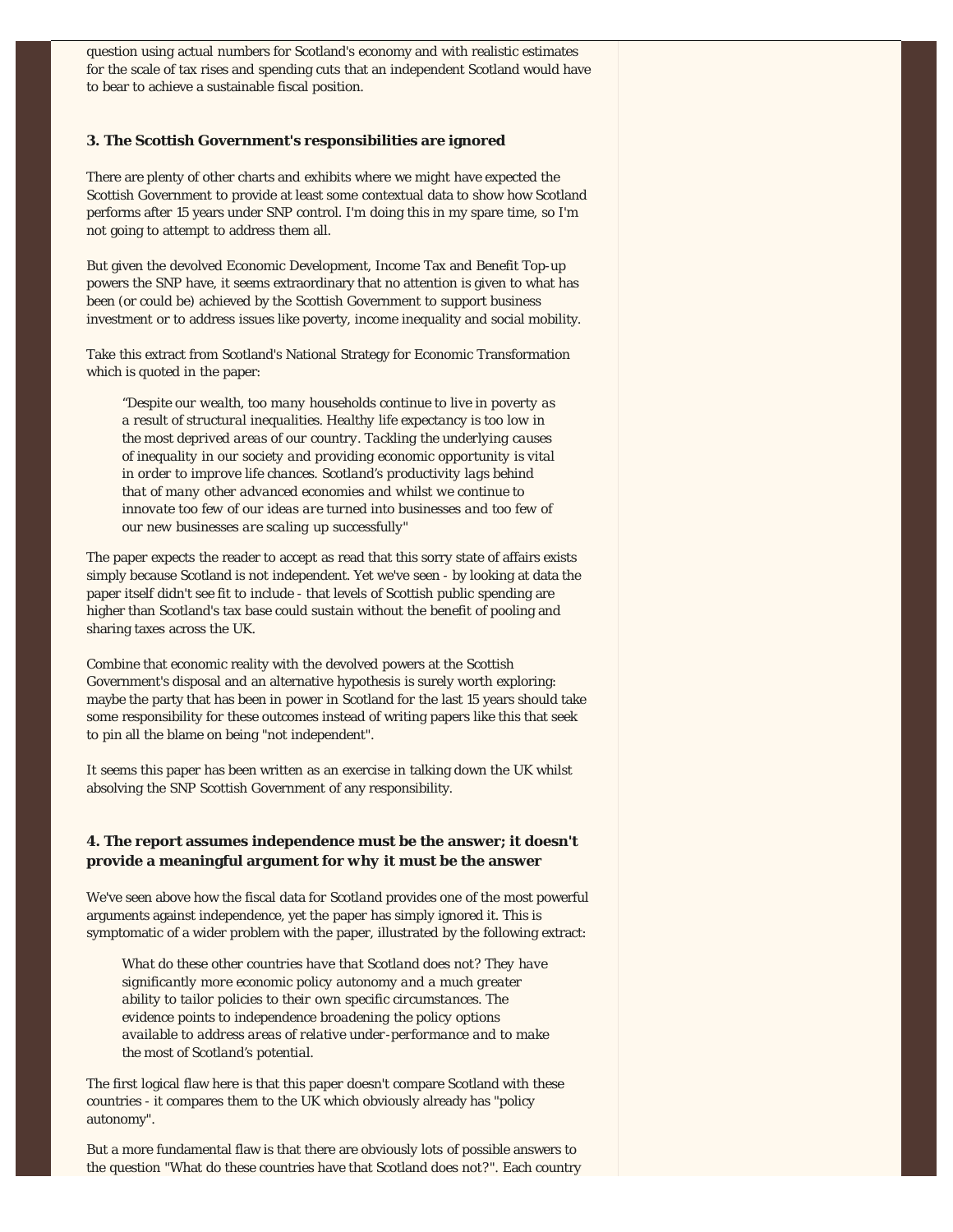question using actual numbers for Scotland's economy and with realistic estimates for the scale of tax rises and spending cuts that an independent Scotland would have to bear to achieve a sustainable fiscal position.

### 3. The Scottish Government's responsibilities are ignored

There are plenty of other charts and exhibits where we might have expected the Scottish Government to provide at least some contextual data to show how Scotland performs after 15 years under SNP control. I'm doing this in my spare time, so I'm not going to attempt to address them all.

But given the devolved Economic Development, Income Tax and Benefit Top-up powers the SNP have, it seems extraordinary that no attention is given to what has been (or could be) achieved by the Scottish Government to support business investment or to address issues like poverty, income inequality and social mobility.

Take this extract from Scotland's National Strategy for Economic Transformation which is quoted in the paper:

> *"Despite our wealth, too many households continue to live in poverty as a result of structural inequalities. Healthy life expectancy is too low in the most deprived areas of our country. Tackling the underlying causes of inequality in our society and providing economic opportunity is vital in order to improve life chances. Scotland's productivity lags behind that of many other advanced economies and whilst we continue to innovate too few of our ideas are turned into businesses and too few of our new businesses are scaling up successfully"*

The paper expects the reader to accept as read that this sorry state of affairs exists simply because Scotland is not independent. Yet we've seen - by looking at data the paper itself didn't see fit to include - that levels of Scottish public spending are higher than Scotland's tax base could sustain without the benefit of pooling and sharing taxes across the UK.

Combine that economic reality with the devolved powers at the Scottish Government's disposal and an alternative hypothesis is surely worth exploring: maybe the party that has been in power in Scotland for the last 15 years should take some responsibility for these outcomes instead of writing papers like this that seek to pin all the blame on being "not independent".

It seems this paper has been written as an exercise in talking down the UK whilst absolving the SNP Scottish Government of any responsibility.

### 4. The report assumes independence must be the answer; it doesn't provide a meaningful argument for why it must be the answer

We've seen above how the fiscal data for Scotland provides one of the most powerful arguments against independence, yet the paper has simply ignored it. This is symptomatic of a wider problem with the paper, illustrated by the following extract:

> *What do these other countries have that Scotland does not? They have significantly more economic policy autonomy and a much greater ability to tailor policies to their own specific circumstances. The evidence points to independence broadening the policy options available to address areas of relative under-performance and to make the most of Scotland's potential.*

The first logical flaw here is that this paper doesn't compare Scotland with these countries - it compares them to the UK which obviously already has "policy autonomy".

But a more fundamental flaw is that there are obviously lots of possible answers to the question "What do these countries have that Scotland does not?". Each country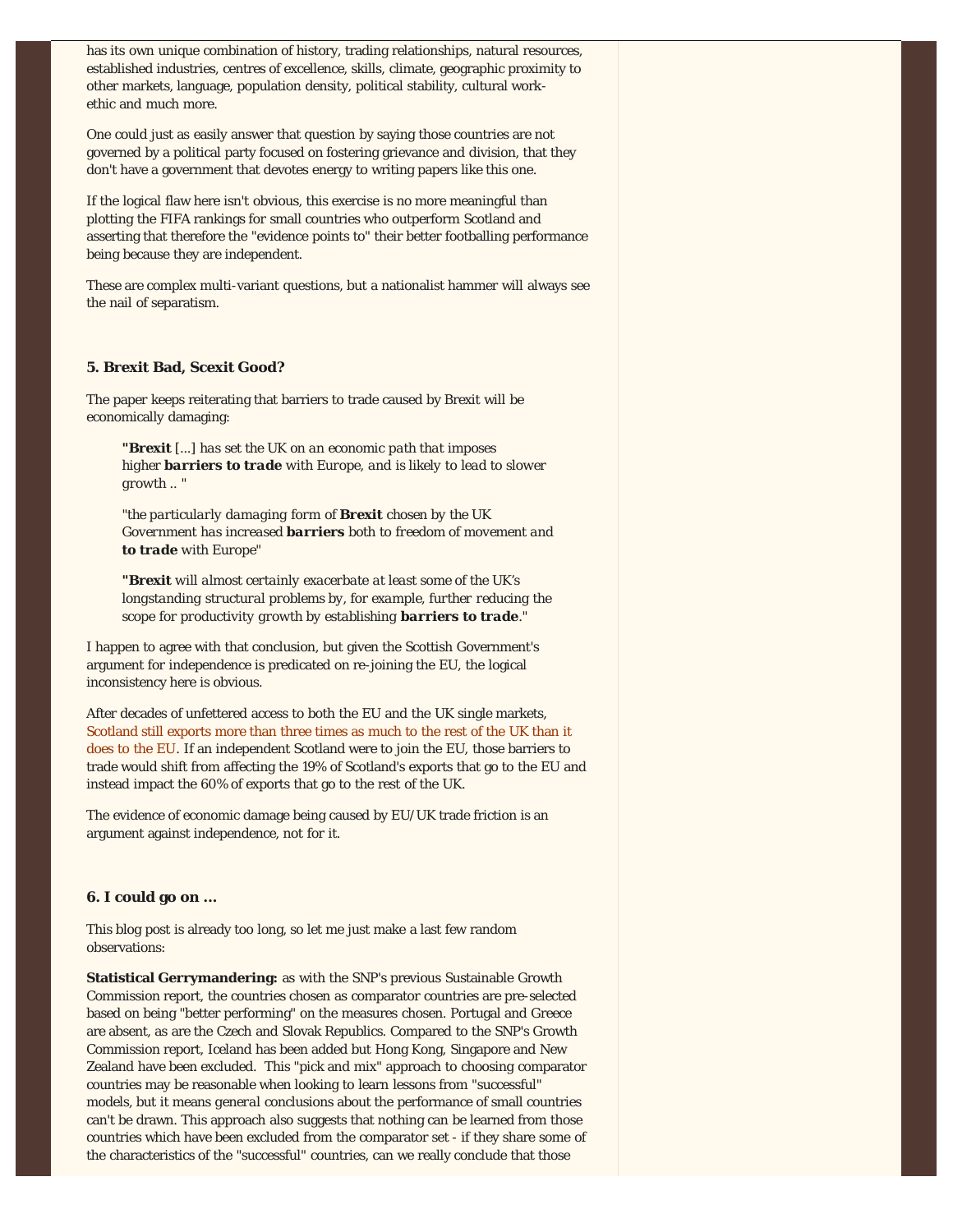has its own unique combination of history, trading relationships, natural resources, established industries, centres of excellence, skills, climate, geographic proximity to other markets, language, population density, political stability, cultural work-ethic and much more.

One could just as easily answer that question by saying those countries are not governed by a political party focused on fostering grievance and division, that they don't have a government that devotes energy to writing papers like this one.

If the logical flaw here isn't obvious, this exercise is no more meaningful than plotting the FIFA rankings for small countries who outperform Scotland and asserting that therefore the "evidence points to" their better footballing performance being because they are independent.

These are complex multi-variant questions, but a nationalist hammer will always see the nail of separatism.

### 5. Brexit Bad, Scexit Good?

The paper keeps reiterating that barriers to trade caused by Brexit will be economically damaging:

> ***"Brexit** [...] has set the UK on an economic path that imposes higher **barriers to trade** with Europe, and is likely to lead to slower growth .. "*
>
> *"the particularly damaging form of **Brexit** chosen by the UK Government has increased **barriers** both to freedom of movement and **to trade** with Europe"*
>
> ***"Brexit** will almost certainly exacerbate at least some of the UK's longstanding structural problems by, for example, further reducing the scope for productivity growth by establishing **barriers to trade**."*

I happen to agree with that conclusion, but given the Scottish Government's argument for independence is predicated on re-joining the EU, the logical inconsistency here is obvious.

After decades of unfettered access to both the EU and the UK single markets, Scotland still exports more than three times as much to the rest of the UK than it does to the EU. If an independent Scotland were to join the EU, those barriers to trade would shift from affecting the 19% of Scotland's exports that go to the EU and instead impact the 60% of exports that go to the rest of the UK.

The evidence of economic damage being caused by EU/UK trade friction is an argument against independence, not for it.

### 6. I could go on ...

This blog post is already too long, so let me just make a last few random observations:

**Statistical Gerrymandering:** as with the SNP's previous Sustainable Growth Commission report, the countries chosen as comparator countries are pre-selected based on being "better performing" on the measures chosen. Portugal and Greece are absent, as are the Czech and Slovak Republics. Compared to the SNP's Growth Commission report, Iceland has been added but Hong Kong, Singapore and New Zealand have been excluded. This "pick and mix" approach to choosing comparator countries may be reasonable when looking to learn lessons from "successful" models, but it means *general* conclusions about the performance of small countries can't be drawn. This approach also suggests that nothing can be learned from those countries which have been excluded from the comparator set - if they share some of the characteristics of the "successful" countries, can we really conclude that those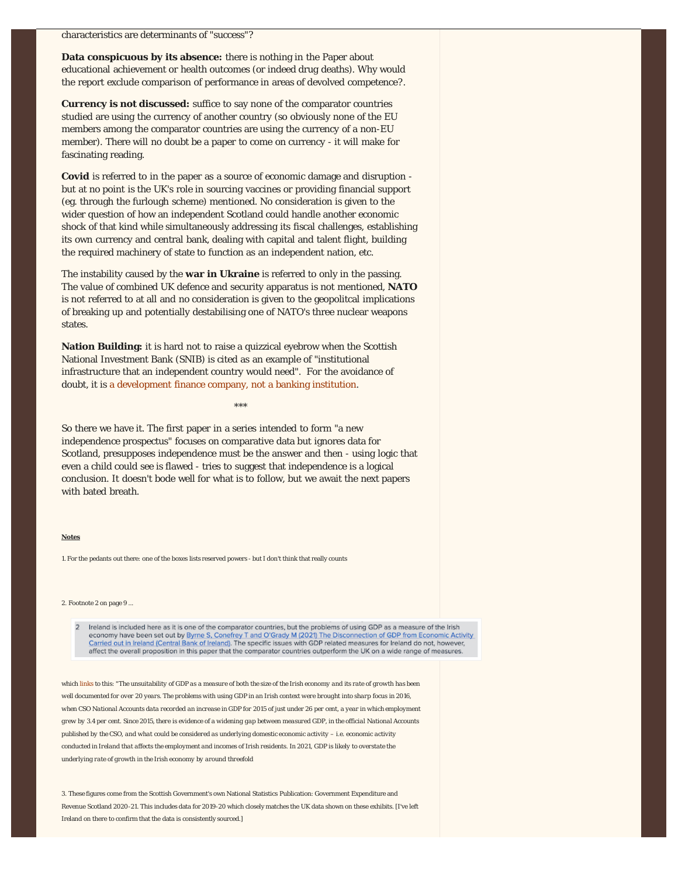characteristics are determinants of "success"?

**Data conspicuous by its absence:** there is nothing in the Paper about educational achievement or health outcomes (or indeed drug deaths). Why would the report exclude comparison of performance in areas of devolved competence?.

**Currency is not discussed:** suffice to say none of the comparator countries studied are using the currency of another country (so obviously none of the EU members among the comparator countries are using the currency of a non-EU member). There will no doubt be a paper to come on currency - it will make for fascinating reading.

**Covid** is referred to in the paper as a source of economic damage and disruption - but at no point is the UK's role in sourcing vaccines or providing financial support (eg. through the furlough scheme) mentioned. No consideration is given to the wider question of how an independent Scotland could handle another economic shock of that kind while simultaneously addressing its fiscal challenges, establishing its own currency and central bank, dealing with capital and talent flight, building the required machinery of state to function as an independent nation, etc.

The instability caused by the **war in Ukraine** is referred to only in the passing. The value of combined UK defence and security apparatus is not mentioned, **NATO** is not referred to at all and no consideration is given to the geopolitcal implications of breaking up and potentially destabilising one of NATO's three nuclear weapons states.

**Nation Building:** it is hard not to raise a quizzical eyebrow when the Scottish National Investment Bank (SNIB) is cited as an example of "institutional infrastructure that an independent country would need". For the avoidance of doubt, it is a development finance company, not a banking institution.

***

So there we have it. The first paper in a series intended to form "a new independence prospectus" focuses on comparative data but ignores data for Scotland, presupposes independence must be the answer and then - using logic that even a child could see is flawed - tries to suggest that independence is a logical conclusion. It doesn't bode well for what is to follow, but we await the next papers with bated breath.

**Notes**

1. For the pedants out there: one of the boxes lists reserved powers - but I don't think that really counts

2. Footnote 2 on page 9 ...

> 2 Ireland is included here as it is one of the comparator countries, but the problems of using GDP as a measure of the Irish economy have been set out by Byrne S, Conefrey T and O'Grady M (2021) The Disconnection of GDP from Economic Activity Carried out in Ireland (Central Bank of Ireland). The specific issues with GDP related measures for Ireland do not, however, affect the overall proposition in this paper that the comparator countries outperform the UK on a wide range of measures.

which links to this: "*The unsuitability of GDP as a measure of both the size of the Irish economy and its rate of growth has been well documented for over 20 years. The problems with using GDP in an Irish context were brought into sharp focus in 2016, when CSO National Accounts data recorded an increase in GDP for 2015 of just under 26 per cent, a year in which employment grew by 3.4 per cent. Since 2015, there is evidence of a widening gap between measured GDP, in the official National Accounts published by the CSO, and what could be considered as underlying domestic economic activity – i.e. economic activity conducted in Ireland that affects the employment and incomes of Irish residents. In 2021, GDP is likely to overstate the underlying rate of growth in the Irish economy by around threefold*

3. These figures come from the Scottish Government's own National Statistics Publication: Government Expenditure and Revenue Scotland 2020-21. This includes data for 2019-20 which closely matches the UK data shown on these exhibits. [I've left Ireland on there to confirm that the data is consistently sourced.]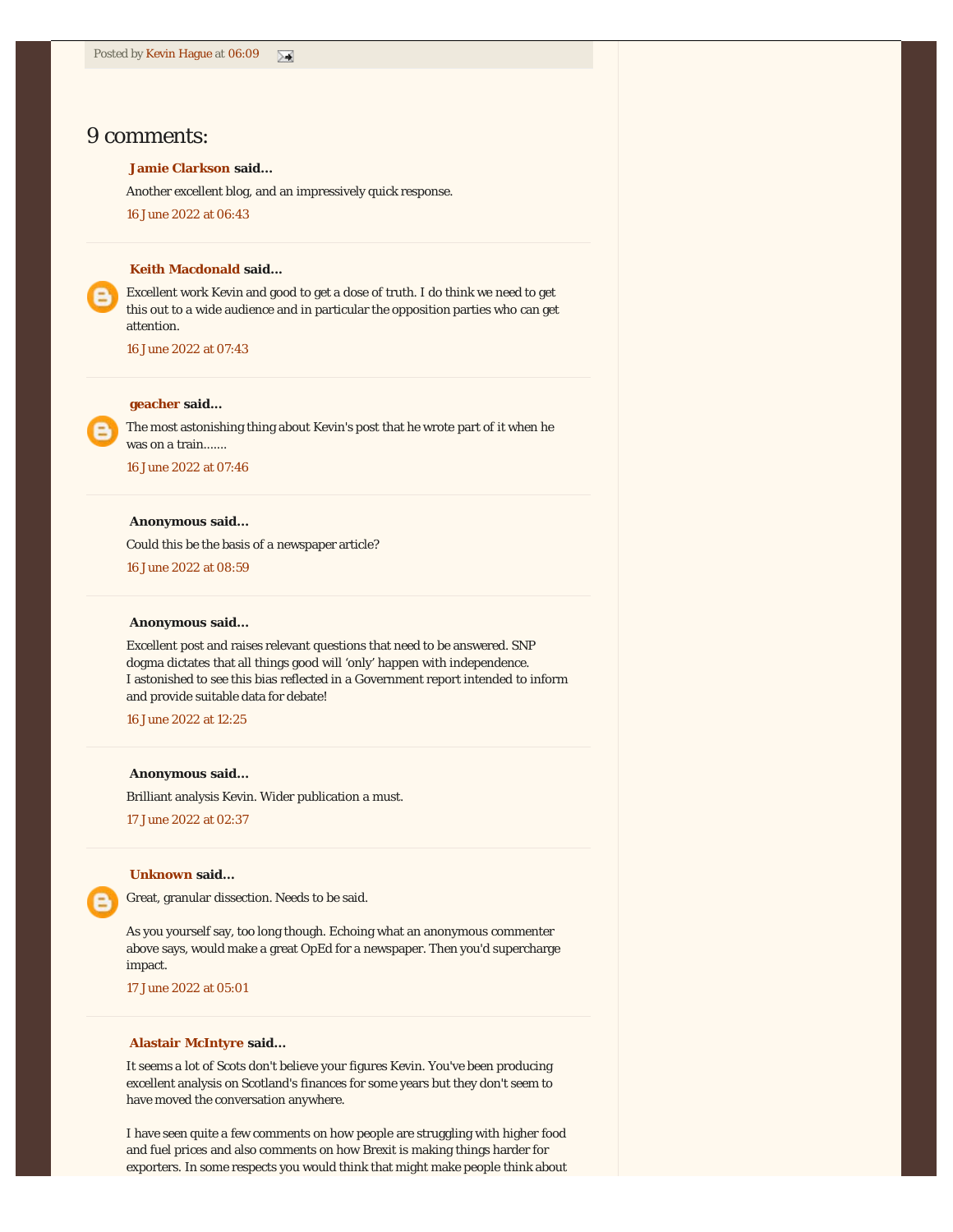Posted by Kevin Hague at 06:09

## 9 comments:

**Jamie Clarkson said...**

Another excellent blog, and an impressively quick response.

16 June 2022 at 06:43

---

**Keith Macdonald said...**

Excellent work Kevin and good to get a dose of truth. I do think we need to get this out to a wide audience and in particular the opposition parties who can get attention.

16 June 2022 at 07:43

---

**geacher said...**

The most astonishing thing about Kevin's post that he wrote part of it when he was on a train.......

16 June 2022 at 07:46

---

**Anonymous said...**

Could this be the basis of a newspaper article?

16 June 2022 at 08:59

---

**Anonymous said...**

Excellent post and raises relevant questions that need to be answered. SNP dogma dictates that all things good will 'only' happen with independence.
I astonished to see this bias reflected in a Government report intended to inform and provide suitable data for debate!

16 June 2022 at 12:25

---

**Anonymous said...**

Brilliant analysis Kevin. Wider publication a must.

17 June 2022 at 02:37

---

**Unknown said...**

Great, granular dissection. Needs to be said.

As you yourself say, too long though. Echoing what an anonymous commenter above says, would make a great OpEd for a newspaper. Then you'd supercharge impact.

17 June 2022 at 05:01

---

**Alastair McIntyre said...**

It seems a lot of Scots don't believe your figures Kevin. You've been producing excellent analysis on Scotland's finances for some years but they don't seem to have moved the conversation anywhere.

I have seen quite a few comments on how people are struggling with higher food and fuel prices and also comments on how Brexit is making things harder for exporters. In some respects you would think that might make people think about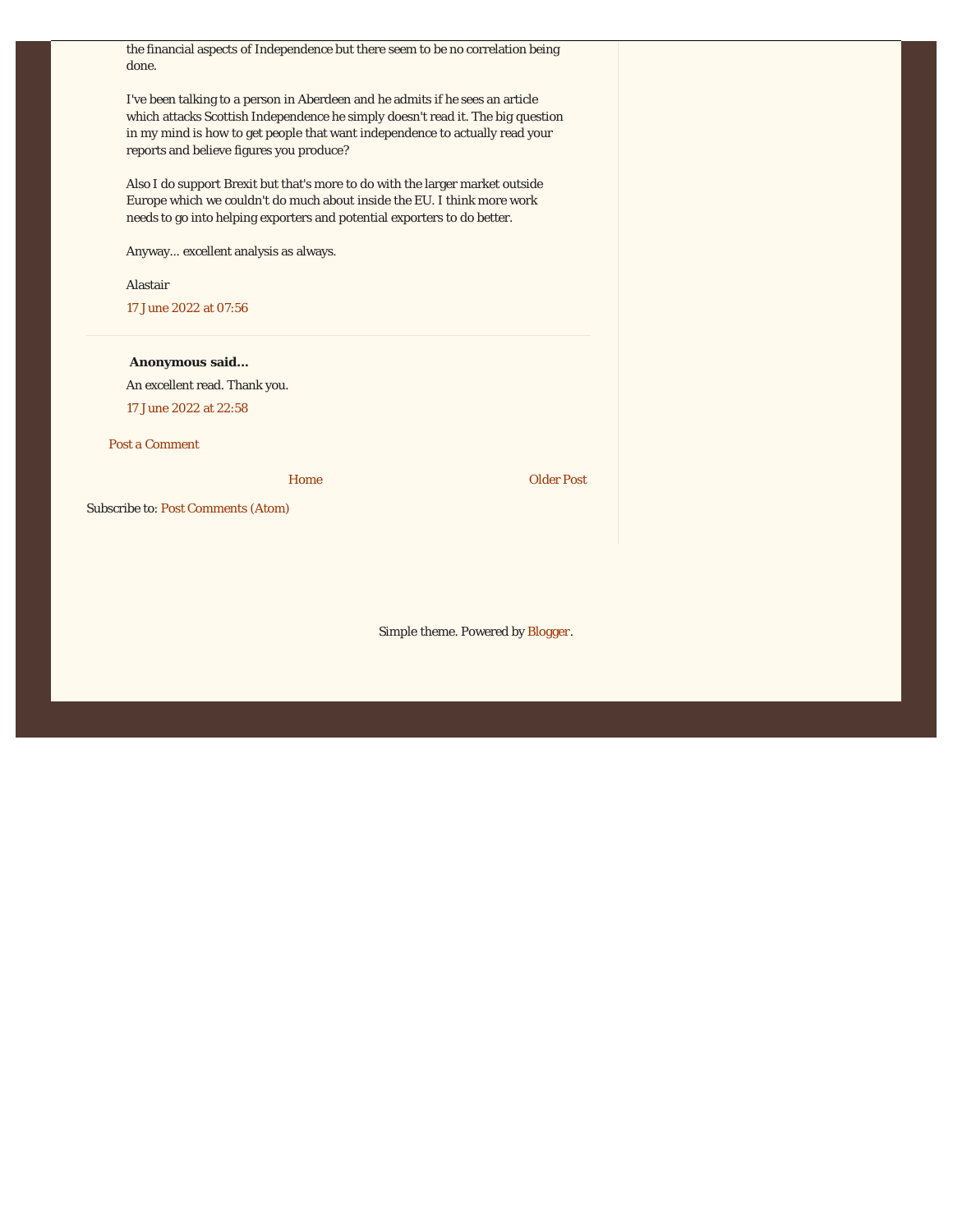the financial aspects of Independence but there seem to be no correlation being done.

I've been talking to a person in Aberdeen and he admits if he sees an article which attacks Scottish Independence he simply doesn't read it. The big question in my mind is how to get people that want independence to actually read your reports and believe figures you produce?

Also I do support Brexit but that's more to do with the larger market outside Europe which we couldn't do much about inside the EU. I think more work needs to go into helping exporters and potential exporters to do better.

Anyway... excellent analysis as always.

Alastair

17 June 2022 at 07:56

---

**Anonymous said...**

An excellent read. Thank you.

17 June 2022 at 22:58

Post a Comment

Home | Older Post

Subscribe to: Post Comments (Atom)

Simple theme. Powered by Blogger.